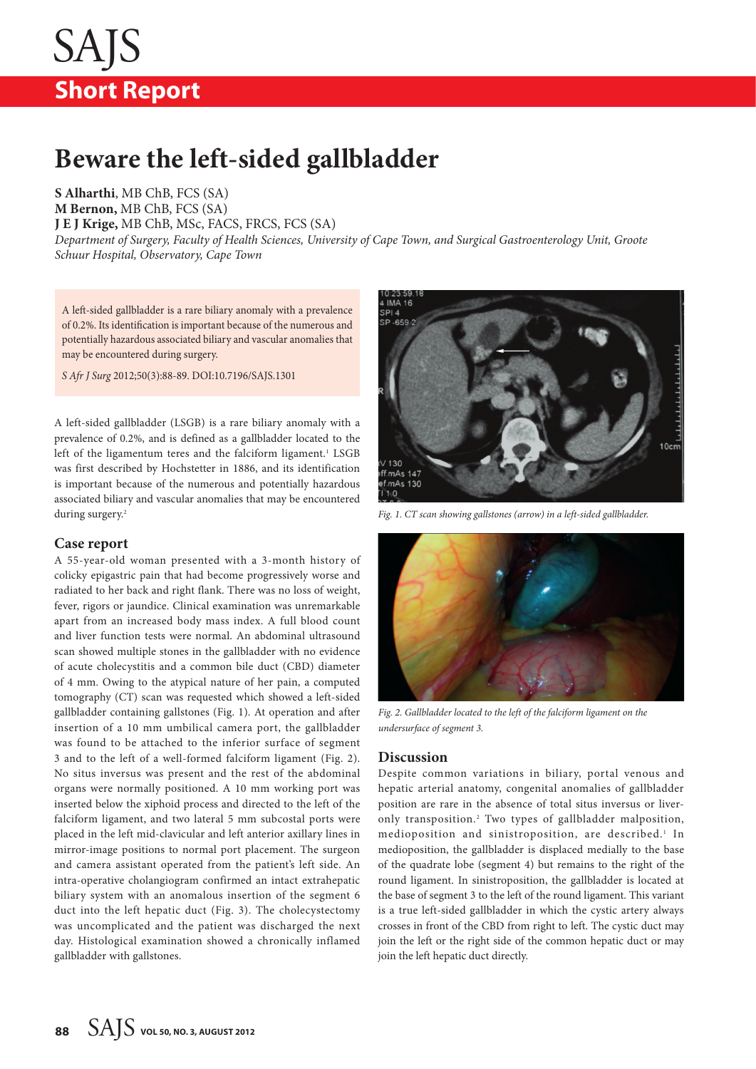# Beware the left-sided gallbladder

**S Alharthi**, MB ChB, FCS (SA)
**M Bernon,** MB ChB, FCS (SA)
**J E J Krige,** MB ChB, MSc, FACS, FRCS, FCS (SA)
*Department of Surgery, Faculty of Health Sciences, University of Cape Town, and Surgical Gastroenterology Unit, Groote Schuur Hospital, Observatory, Cape Town*

A left-sided gallbladder is a rare biliary anomaly with a prevalence of 0.2%. Its identification is important because of the numerous and potentially hazardous associated biliary and vascular anomalies that may be encountered during surgery.

*S Afr J Surg* 2012;50(3):88-89. DOI:10.7196/SAJS.1301

A left-sided gallbladder (LSGB) is a rare biliary anomaly with a prevalence of 0.2%, and is defined as a gallbladder located to the left of the ligamentum teres and the falciform ligament.[1] LSGB was first described by Hochstetter in 1886, and its identification is important because of the numerous and potentially hazardous associated biliary and vascular anomalies that may be encountered during surgery.[2]

## Case report

A 55-year-old woman presented with a 3-month history of colicky epigastric pain that had become progressively worse and radiated to her back and right flank. There was no loss of weight, fever, rigors or jaundice. Clinical examination was unremarkable apart from an increased body mass index. A full blood count and liver function tests were normal. An abdominal ultrasound scan showed multiple stones in the gallbladder with no evidence of acute cholecystitis and a common bile duct (CBD) diameter of 4 mm. Owing to the atypical nature of her pain, a computed tomography (CT) scan was requested which showed a left-sided gallbladder containing gallstones (Fig. 1). At operation and after insertion of a 10 mm umbilical camera port, the gallbladder was found to be attached to the inferior surface of segment 3 and to the left of a well-formed falciform ligament (Fig. 2). No situs inversus was present and the rest of the abdominal organs were normally positioned. A 10 mm working port was inserted below the xiphoid process and directed to the left of the falciform ligament, and two lateral 5 mm subcostal ports were placed in the left mid-clavicular and left anterior axillary lines in mirror-image positions to normal port placement. The surgeon and camera assistant operated from the patient's left side. An intra-operative cholangiogram confirmed an intact extrahepatic biliary system with an anomalous insertion of the segment 6 duct into the left hepatic duct (Fig. 3). The cholecystectomy was uncomplicated and the patient was discharged the next day. Histological examination showed a chronically inflamed gallbladder with gallstones.

*Fig. 1. CT scan showing gallstones (arrow) in a left-sided gallbladder.*

*Fig. 2. Gallbladder located to the left of the falciform ligament on the undersurface of segment 3.*

## Discussion

Despite common variations in biliary, portal venous and hepatic arterial anatomy, congenital anomalies of gallbladder position are rare in the absence of total situs inversus or liver-only transposition.[2] Two types of gallbladder malposition, medioposition and sinistroposition, are described.[1] In medioposition, the gallbladder is displaced medially to the base of the quadrate lobe (segment 4) but remains to the right of the round ligament. In sinistroposition, the gallbladder is located at the base of segment 3 to the left of the round ligament. This variant is a true left-sided gallbladder in which the cystic artery always crosses in front of the CBD from right to left. The cystic duct may join the left or the right side of the common hepatic duct or may join the left hepatic duct directly.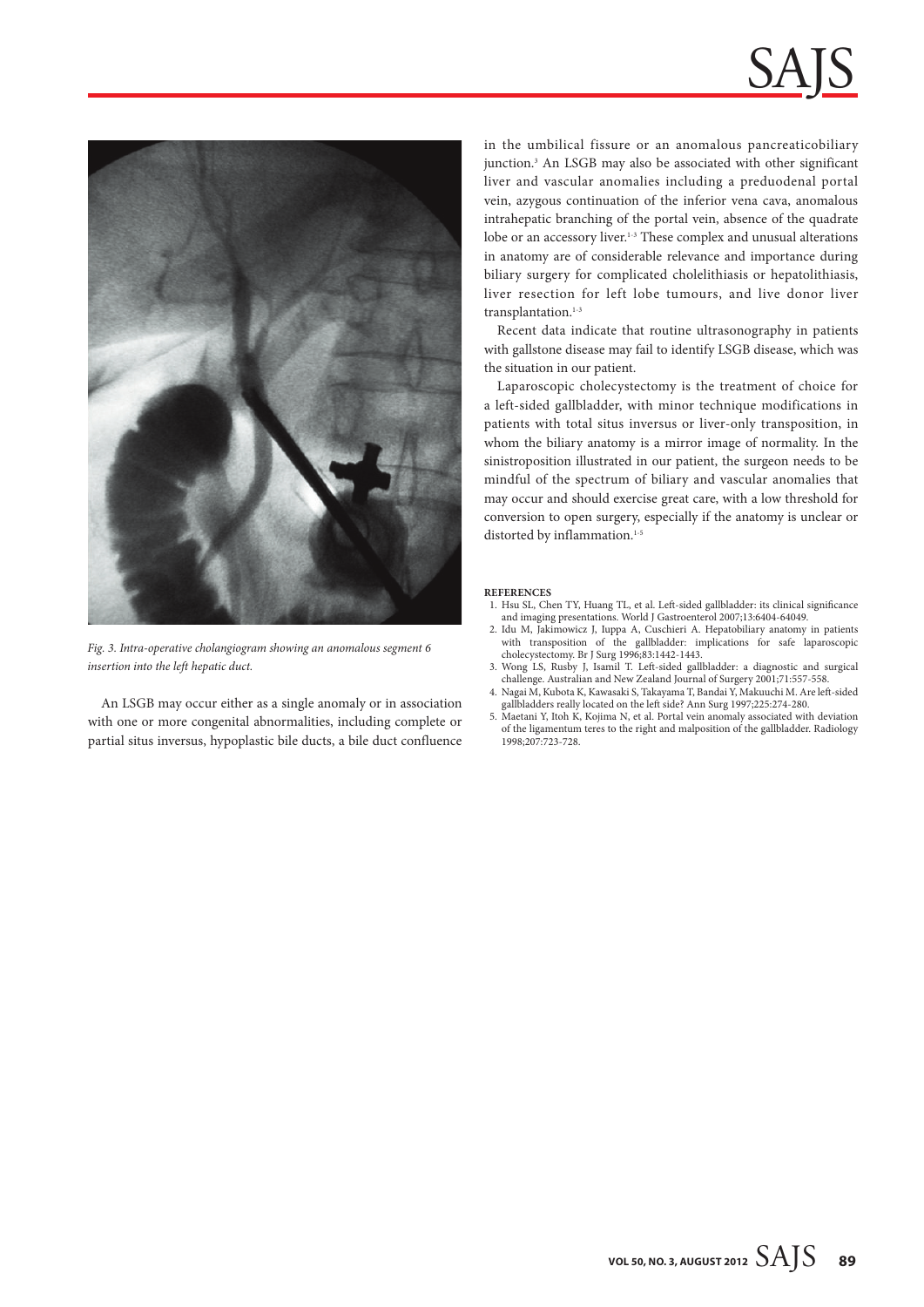*Fig. 3. Intra-operative cholangiogram showing an anomalous segment 6 insertion into the left hepatic duct.*

An LSGB may occur either as a single anomaly or in association with one or more congenital abnormalities, including complete or partial situs inversus, hypoplastic bile ducts, a bile duct confluence in the umbilical fissure or an anomalous pancreaticobiliary junction.[3] An LSGB may also be associated with other significant liver and vascular anomalies including a preduodenal portal vein, azygous continuation of the inferior vena cava, anomalous intrahepatic branching of the portal vein, absence of the quadrate lobe or an accessory liver.[1-3] These complex and unusual alterations in anatomy are of considerable relevance and importance during biliary surgery for complicated cholelithiasis or hepatolithiasis, liver resection for left lobe tumours, and live donor liver transplantation.[1-3]

Recent data indicate that routine ultrasonography in patients with gallstone disease may fail to identify LSGB disease, which was the situation in our patient.

Laparoscopic cholecystectomy is the treatment of choice for a left-sided gallbladder, with minor technique modifications in patients with total situs inversus or liver-only transposition, in whom the biliary anatomy is a mirror image of normality. In the sinistroposition illustrated in our patient, the surgeon needs to be mindful of the spectrum of biliary and vascular anomalies that may occur and should exercise great care, with a low threshold for conversion to open surgery, especially if the anatomy is unclear or distorted by inflammation.[1-5]

**REFERENCES**

1. Hsu SL, Chen TY, Huang TL, et al. Left-sided gallbladder: its clinical significance and imaging presentations. World J Gastroenterol 2007;13:6404-64049.
2. Idu M, Jakimowicz J, Iuppa A, Cuschieri A. Hepatobiliary anatomy in patients with transposition of the gallbladder: implications for safe laparoscopic cholecystectomy. Br J Surg 1996;83:1442-1443.
3. Wong LS, Rusby J, Isamil T. Left-sided gallbladder: a diagnostic and surgical challenge. Australian and New Zealand Journal of Surgery 2001;71:557-558.
4. Nagai M, Kubota K, Kawasaki S, Takayama T, Bandai Y, Makuuchi M. Are left-sided gallbladders really located on the left side? Ann Surg 1997;225:274-280.
5. Maetani Y, Itoh K, Kojima N, et al. Portal vein anomaly associated with deviation of the ligamentum teres to the right and malposition of the gallbladder. Radiology 1998;207:723-728.